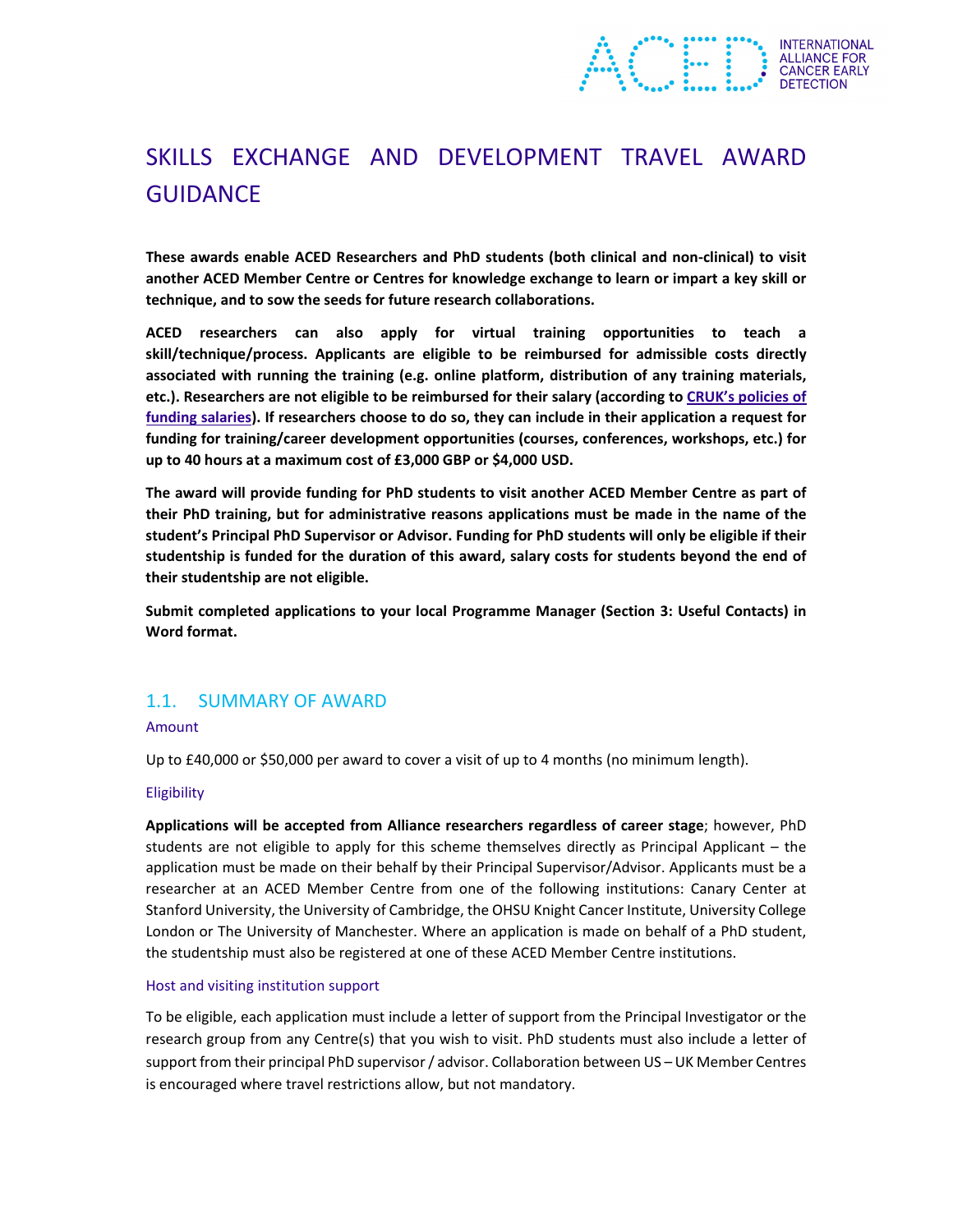# SKILLS EXCHANGE AND DEVELOPMENT TRAVEL AWARD GUIDANCE

**These awards enable ACED Researchers and PhD students (both clinical and non-clinical) to visit another ACED Member Centre or Centres for knowledge exchange to learn or impart a key skill or technique, and to sow the seeds for future research collaborations.**

**ACED researchers can also apply for virtual training opportunities to teach a skill/technique/process. Applicants are eligible to be reimbursed for admissible costs directly associated with running the training (e.g. online platform, distribution of any training materials, etc.). Researchers are not eligible to be reimbursed for their salary (according to CRUK's policies of funding salaries). If researchers choose to do so, they can include in their application a request for funding for training/career development opportunities (courses, conferences, workshops, etc.) for up to 40 hours at a maximum cost of £3,000 GBP or $4,000 USD.**

**The award will provide funding for PhD students to visit another ACED Member Centre as part of their PhD training, but for administrative reasons applications must be made in the name of the student's Principal PhD Supervisor or Advisor. Funding for PhD students will only be eligible if their studentship is funded for the duration of this award, salary costs for students beyond the end of their studentship are not eligible.**

**Submit completed applications to your local Programme Manager (Section 3: Useful Contacts) in Word format.**

## 1.1. SUMMARY OF AWARD

### Amount

Up to £40,000 or $50,000 per award to cover a visit of up to 4 months (no minimum length).

### Eligibility

**Applications will be accepted from Alliance researchers regardless of career stage**; however, PhD students are not eligible to apply for this scheme themselves directly as Principal Applicant – the application must be made on their behalf by their Principal Supervisor/Advisor. Applicants must be a researcher at an ACED Member Centre from one of the following institutions: Canary Center at Stanford University, the University of Cambridge, the OHSU Knight Cancer Institute, University College London or The University of Manchester. Where an application is made on behalf of a PhD student, the studentship must also be registered at one of these ACED Member Centre institutions.

### Host and visiting institution support

To be eligible, each application must include a letter of support from the Principal Investigator or the research group from any Centre(s) that you wish to visit. PhD students must also include a letter of support from their principal PhD supervisor / advisor. Collaboration between US – UK Member Centres is encouraged where travel restrictions allow, but not mandatory.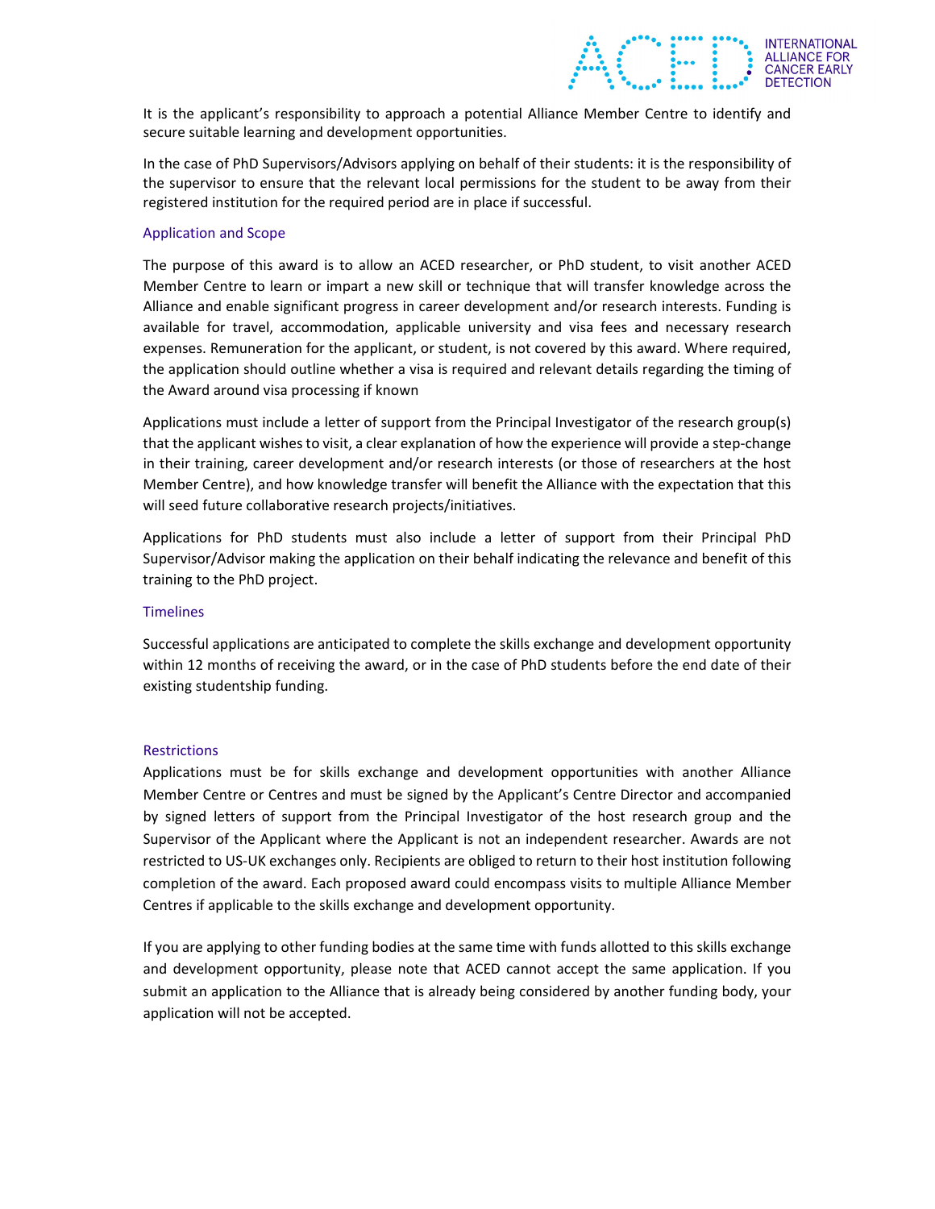It is the applicant's responsibility to approach a potential Alliance Member Centre to identify and secure suitable learning and development opportunities.

In the case of PhD Supervisors/Advisors applying on behalf of their students: it is the responsibility of the supervisor to ensure that the relevant local permissions for the student to be away from their registered institution for the required period are in place if successful.

## Application and Scope

The purpose of this award is to allow an ACED researcher, or PhD student, to visit another ACED Member Centre to learn or impart a new skill or technique that will transfer knowledge across the Alliance and enable significant progress in career development and/or research interests. Funding is available for travel, accommodation, applicable university and visa fees and necessary research expenses. Remuneration for the applicant, or student, is not covered by this award. Where required, the application should outline whether a visa is required and relevant details regarding the timing of the Award around visa processing if known

Applications must include a letter of support from the Principal Investigator of the research group(s) that the applicant wishes to visit, a clear explanation of how the experience will provide a step-change in their training, career development and/or research interests (or those of researchers at the host Member Centre), and how knowledge transfer will benefit the Alliance with the expectation that this will seed future collaborative research projects/initiatives.

Applications for PhD students must also include a letter of support from their Principal PhD Supervisor/Advisor making the application on their behalf indicating the relevance and benefit of this training to the PhD project.

## Timelines

Successful applications are anticipated to complete the skills exchange and development opportunity within 12 months of receiving the award, or in the case of PhD students before the end date of their existing studentship funding.

## Restrictions

Applications must be for skills exchange and development opportunities with another Alliance Member Centre or Centres and must be signed by the Applicant's Centre Director and accompanied by signed letters of support from the Principal Investigator of the host research group and the Supervisor of the Applicant where the Applicant is not an independent researcher. Awards are not restricted to US-UK exchanges only. Recipients are obliged to return to their host institution following completion of the award. Each proposed award could encompass visits to multiple Alliance Member Centres if applicable to the skills exchange and development opportunity.

If you are applying to other funding bodies at the same time with funds allotted to this skills exchange and development opportunity, please note that ACED cannot accept the same application. If you submit an application to the Alliance that is already being considered by another funding body, your application will not be accepted.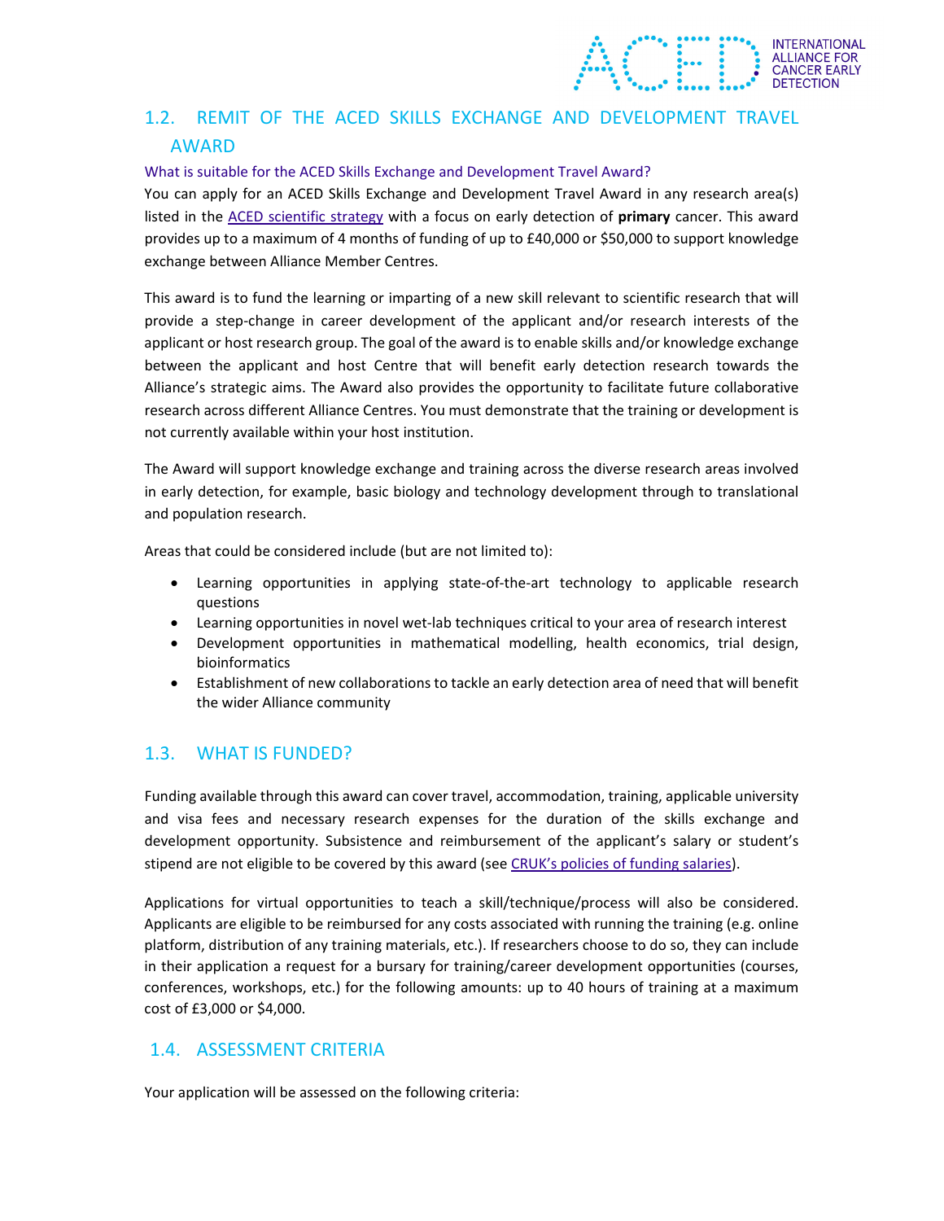## 1.2. REMIT OF THE ACED SKILLS EXCHANGE AND DEVELOPMENT TRAVEL AWARD

### What is suitable for the ACED Skills Exchange and Development Travel Award?

You can apply for an ACED Skills Exchange and Development Travel Award in any research area(s) listed in the ACED scientific strategy with a focus on early detection of **primary** cancer. This award provides up to a maximum of 4 months of funding of up to £40,000 or $50,000 to support knowledge exchange between Alliance Member Centres.

This award is to fund the learning or imparting of a new skill relevant to scientific research that will provide a step-change in career development of the applicant and/or research interests of the applicant or host research group. The goal of the award is to enable skills and/or knowledge exchange between the applicant and host Centre that will benefit early detection research towards the Alliance's strategic aims. The Award also provides the opportunity to facilitate future collaborative research across different Alliance Centres. You must demonstrate that the training or development is not currently available within your host institution.

The Award will support knowledge exchange and training across the diverse research areas involved in early detection, for example, basic biology and technology development through to translational and population research.

Areas that could be considered include (but are not limited to):

- Learning opportunities in applying state-of-the-art technology to applicable research questions
- Learning opportunities in novel wet-lab techniques critical to your area of research interest
- Development opportunities in mathematical modelling, health economics, trial design, bioinformatics
- Establishment of new collaborations to tackle an early detection area of need that will benefit the wider Alliance community

## 1.3. WHAT IS FUNDED?

Funding available through this award can cover travel, accommodation, training, applicable university and visa fees and necessary research expenses for the duration of the skills exchange and development opportunity. Subsistence and reimbursement of the applicant's salary or student's stipend are not eligible to be covered by this award (see CRUK's policies of funding salaries).

Applications for virtual opportunities to teach a skill/technique/process will also be considered. Applicants are eligible to be reimbursed for any costs associated with running the training (e.g. online platform, distribution of any training materials, etc.). If researchers choose to do so, they can include in their application a request for a bursary for training/career development opportunities (courses, conferences, workshops, etc.) for the following amounts: up to 40 hours of training at a maximum cost of £3,000 or $4,000.

## 1.4. ASSESSMENT CRITERIA

Your application will be assessed on the following criteria: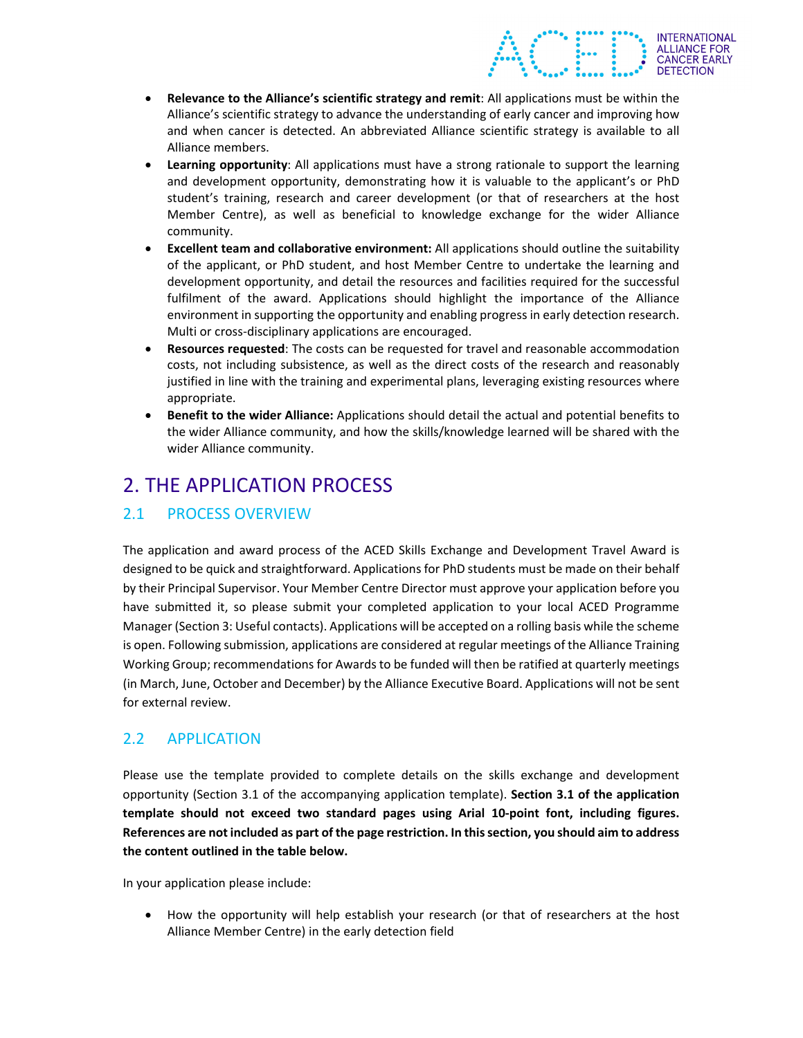- **Relevance to the Alliance's scientific strategy and remit**: All applications must be within the Alliance's scientific strategy to advance the understanding of early cancer and improving how and when cancer is detected. An abbreviated Alliance scientific strategy is available to all Alliance members.
- **Learning opportunity**: All applications must have a strong rationale to support the learning and development opportunity, demonstrating how it is valuable to the applicant's or PhD student's training, research and career development (or that of researchers at the host Member Centre), as well as beneficial to knowledge exchange for the wider Alliance community.
- **Excellent team and collaborative environment:** All applications should outline the suitability of the applicant, or PhD student, and host Member Centre to undertake the learning and development opportunity, and detail the resources and facilities required for the successful fulfilment of the award. Applications should highlight the importance of the Alliance environment in supporting the opportunity and enabling progress in early detection research. Multi or cross-disciplinary applications are encouraged.
- **Resources requested**: The costs can be requested for travel and reasonable accommodation costs, not including subsistence, as well as the direct costs of the research and reasonably justified in line with the training and experimental plans, leveraging existing resources where appropriate.
- **Benefit to the wider Alliance:** Applications should detail the actual and potential benefits to the wider Alliance community, and how the skills/knowledge learned will be shared with the wider Alliance community.

# 2. THE APPLICATION PROCESS

## 2.1 PROCESS OVERVIEW

The application and award process of the ACED Skills Exchange and Development Travel Award is designed to be quick and straightforward. Applications for PhD students must be made on their behalf by their Principal Supervisor. Your Member Centre Director must approve your application before you have submitted it, so please submit your completed application to your local ACED Programme Manager (Section 3: Useful contacts). Applications will be accepted on a rolling basis while the scheme is open. Following submission, applications are considered at regular meetings of the Alliance Training Working Group; recommendations for Awards to be funded will then be ratified at quarterly meetings (in March, June, October and December) by the Alliance Executive Board. Applications will not be sent for external review.

## 2.2 APPLICATION

Please use the template provided to complete details on the skills exchange and development opportunity (Section 3.1 of the accompanying application template). **Section 3.1 of the application template should not exceed two standard pages using Arial 10-point font, including figures. References are not included as part of the page restriction. In this section, you should aim to address the content outlined in the table below.**

In your application please include:

- How the opportunity will help establish your research (or that of researchers at the host Alliance Member Centre) in the early detection field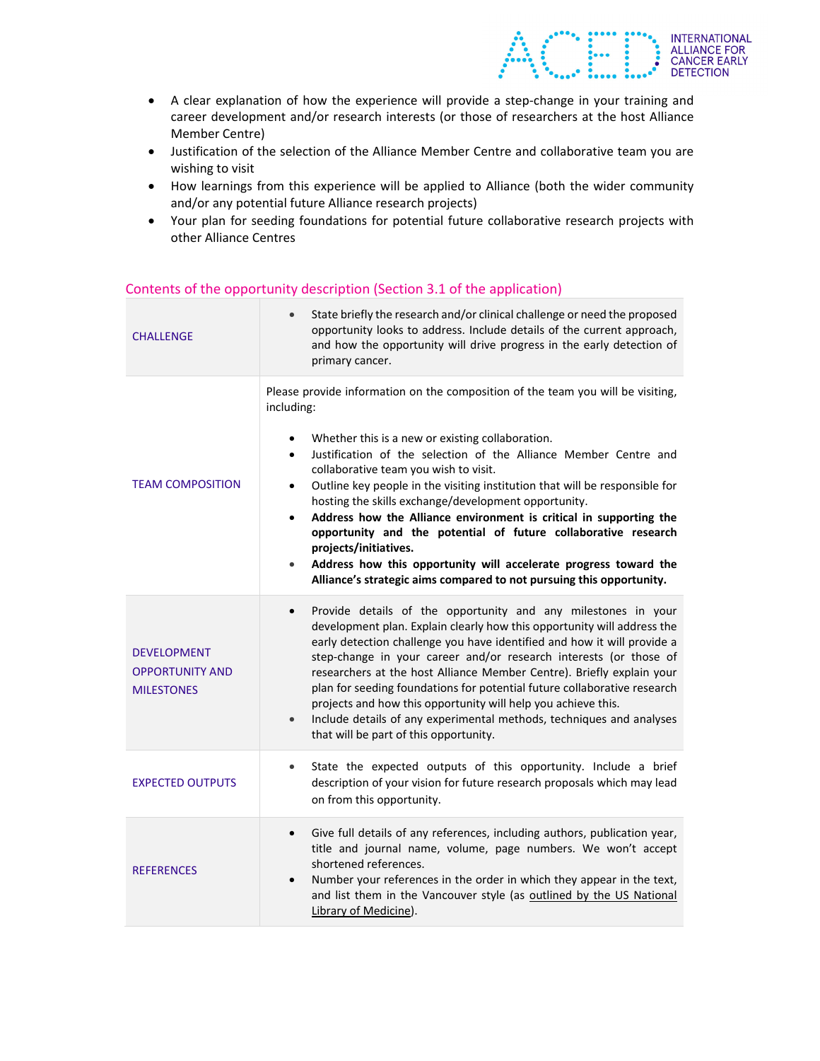- A clear explanation of how the experience will provide a step-change in your training and career development and/or research interests (or those of researchers at the host Alliance Member Centre)
- Justification of the selection of the Alliance Member Centre and collaborative team you are wishing to visit
- How learnings from this experience will be applied to Alliance (both the wider community and/or any potential future Alliance research projects)
- Your plan for seeding foundations for potential future collaborative research projects with other Alliance Centres

## Contents of the opportunity description (Section 3.1 of the application)

| | |
|---|---|
| CHALLENGE | • State briefly the research and/or clinical challenge or need the proposed opportunity looks to address. Include details of the current approach, and how the opportunity will drive progress in the early detection of primary cancer. |
| TEAM COMPOSITION | Please provide information on the composition of the team you will be visiting, including:<br><br>• Whether this is a new or existing collaboration.<br>• Justification of the selection of the Alliance Member Centre and collaborative team you wish to visit.<br>• Outline key people in the visiting institution that will be responsible for hosting the skills exchange/development opportunity.<br>• **Address how the Alliance environment is critical in supporting the opportunity and the potential of future collaborative research projects/initiatives.**<br>• **Address how this opportunity will accelerate progress toward the Alliance's strategic aims compared to not pursuing this opportunity.** |
| DEVELOPMENT OPPORTUNITY AND MILESTONES | • Provide details of the opportunity and any milestones in your development plan. Explain clearly how this opportunity will address the early detection challenge you have identified and how it will provide a step-change in your career and/or research interests (or those of researchers at the host Alliance Member Centre). Briefly explain your plan for seeding foundations for potential future collaborative research projects and how this opportunity will help you achieve this.<br>• Include details of any experimental methods, techniques and analyses that will be part of this opportunity. |
| EXPECTED OUTPUTS | • State the expected outputs of this opportunity. Include a brief description of your vision for future research proposals which may lead on from this opportunity. |
| REFERENCES | • Give full details of any references, including authors, publication year, title and journal name, volume, page numbers. We won't accept shortened references.<br>• Number your references in the order in which they appear in the text, and list them in the Vancouver style (as outlined by the US National Library of Medicine). |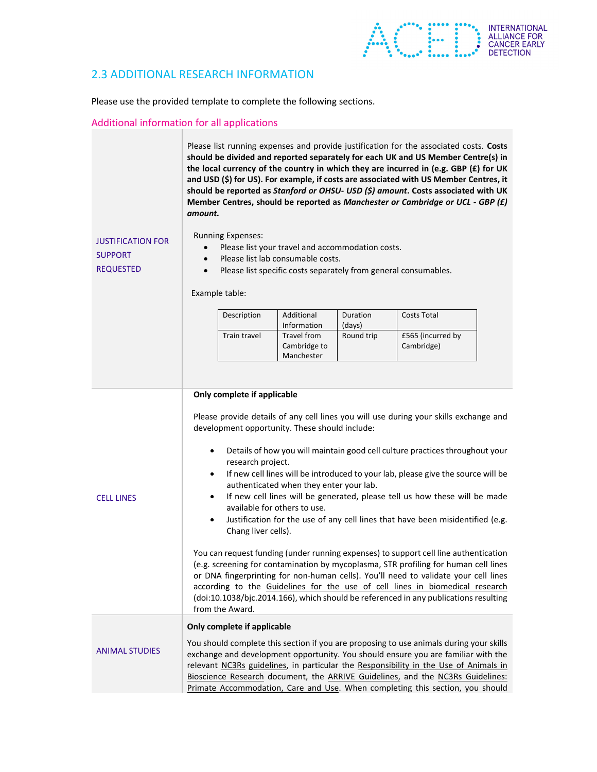## 2.3 ADDITIONAL RESEARCH INFORMATION

Please use the provided template to complete the following sections.

### Additional information for all applications

**JUSTIFICATION FOR SUPPORT REQUESTED**

Please list running expenses and provide justification for the associated costs. **Costs should be divided and reported separately for each UK and US Member Centre(s) in the local currency of the country in which they are incurred (e.g. GBP (£) for UK and USD ($) for US). For example, if costs are associated with US Member Centres, it should be reported as *Stanford or OHSU- USD ($) amount*. Costs associated with UK Member Centres, should be reported as *Manchester or Cambridge or UCL - GBP (£) amount.***

Running Expenses:

- Please list your travel and accommodation costs.
- Please list lab consumable costs.
- Please list specific costs separately from general consumables.

Example table:

| Description | Additional Information | Duration (days) | Costs Total |
|---|---|---|---|
| Train travel | Travel from Cambridge to Manchester | Round trip | £565 (incurred by Cambridge) |

**CELL LINES**

**Only complete if applicable**

Please provide details of any cell lines you will use during your skills exchange and development opportunity. These should include:

- Details of how you will maintain good cell culture practices throughout your research project.
- If new cell lines will be introduced to your lab, please give the source will be authenticated when they enter your lab.
- If new cell lines will be generated, please tell us how these will be made available for others to use.
- Justification for the use of any cell lines that have been misidentified (e.g. Chang liver cells).

You can request funding (under running expenses) to support cell line authentication (e.g. screening for contamination by mycoplasma, STR profiling for human cell lines or DNA fingerprinting for non-human cells). You'll need to validate your cell lines according to the Guidelines for the use of cell lines in biomedical research (doi:10.1038/bjc.2014.166), which should be referenced in any publications resulting from the Award.

**ANIMAL STUDIES**

**Only complete if applicable**

You should complete this section if you are proposing to use animals during your skills exchange and development opportunity. You should ensure you are familiar with the relevant NC3Rs guidelines, in particular the Responsibility in the Use of Animals in Bioscience Research document, the ARRIVE Guidelines, and the NC3Rs Guidelines: Primate Accommodation, Care and Use. When completing this section, you should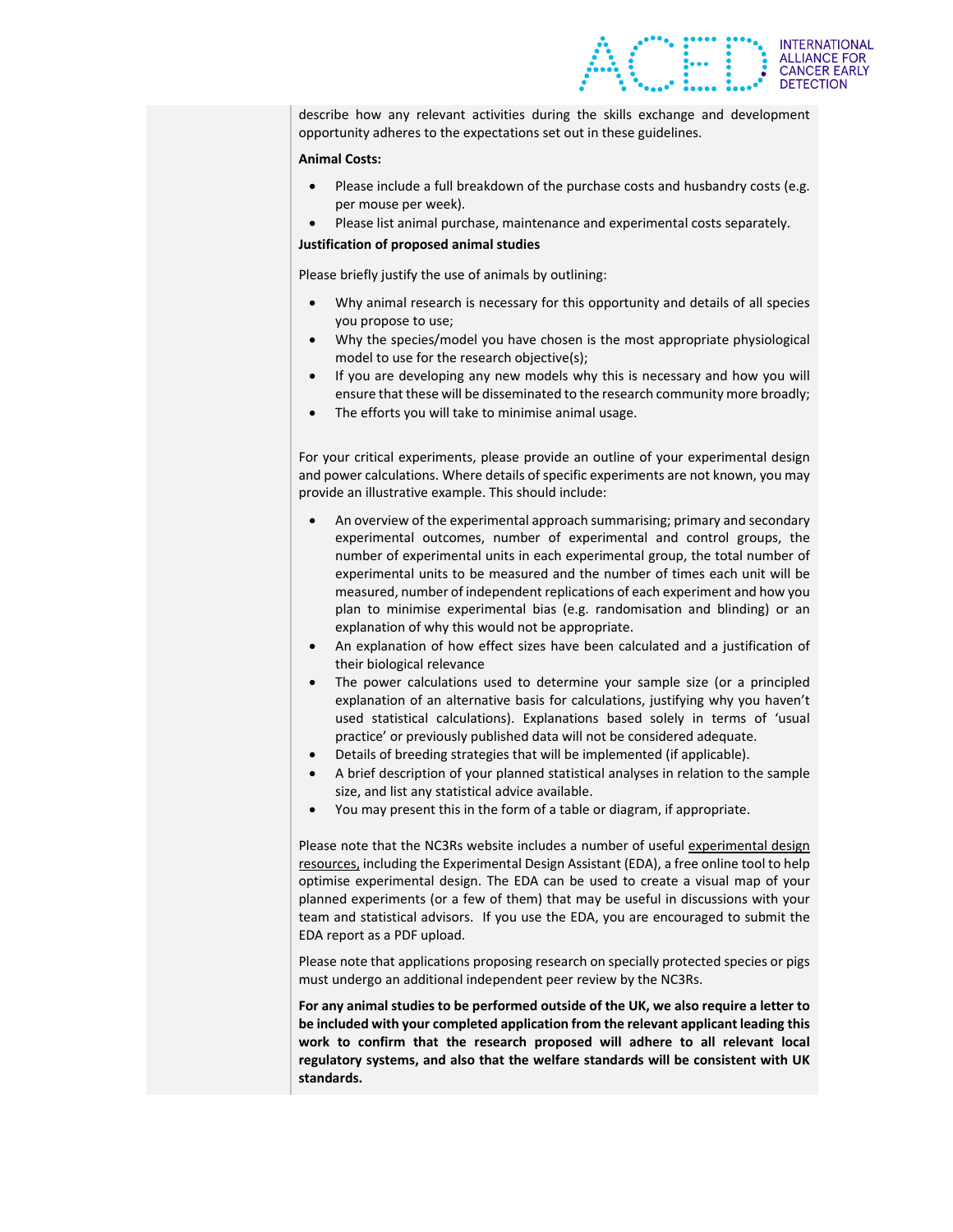describe how any relevant activities during the skills exchange and development opportunity adheres to the expectations set out in these guidelines.

**Animal Costs:**

- Please include a full breakdown of the purchase costs and husbandry costs (e.g. per mouse per week).
- Please list animal purchase, maintenance and experimental costs separately.

**Justification of proposed animal studies**

Please briefly justify the use of animals by outlining:

- Why animal research is necessary for this opportunity and details of all species you propose to use;
- Why the species/model you have chosen is the most appropriate physiological model to use for the research objective(s);
- If you are developing any new models why this is necessary and how you will ensure that these will be disseminated to the research community more broadly;
- The efforts you will take to minimise animal usage.

For your critical experiments, please provide an outline of your experimental design and power calculations. Where details of specific experiments are not known, you may provide an illustrative example. This should include:

- An overview of the experimental approach summarising; primary and secondary experimental outcomes, number of experimental and control groups, the number of experimental units in each experimental group, the total number of experimental units to be measured and the number of times each unit will be measured, number of independent replications of each experiment and how you plan to minimise experimental bias (e.g. randomisation and blinding) or an explanation of why this would not be appropriate.
- An explanation of how effect sizes have been calculated and a justification of their biological relevance
- The power calculations used to determine your sample size (or a principled explanation of an alternative basis for calculations, justifying why you haven't used statistical calculations). Explanations based solely in terms of 'usual practice' or previously published data will not be considered adequate.
- Details of breeding strategies that will be implemented (if applicable).
- A brief description of your planned statistical analyses in relation to the sample size, and list any statistical advice available.
- You may present this in the form of a table or diagram, if appropriate.

Please note that the NC3Rs website includes a number of useful experimental design resources, including the Experimental Design Assistant (EDA), a free online tool to help optimise experimental design. The EDA can be used to create a visual map of your planned experiments (or a few of them) that may be useful in discussions with your team and statistical advisors. If you use the EDA, you are encouraged to submit the EDA report as a PDF upload.

Please note that applications proposing research on specially protected species or pigs must undergo an additional independent peer review by the NC3Rs.

**For any animal studies to be performed outside of the UK, we also require a letter to be included with your completed application from the relevant applicant leading this work to confirm that the research proposed will adhere to all relevant local regulatory systems, and also that the welfare standards will be consistent with UK standards.**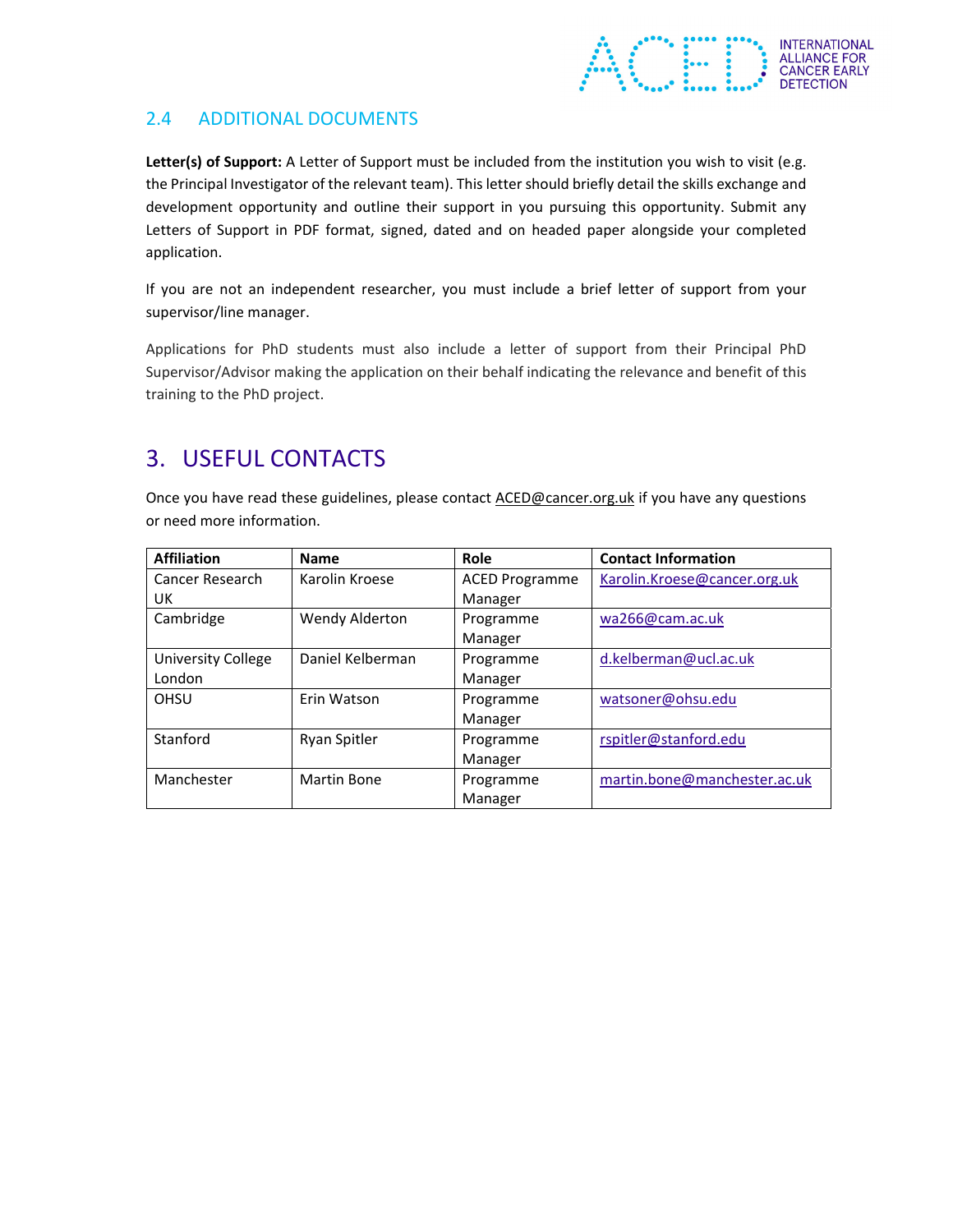### 2.4 ADDITIONAL DOCUMENTS

**Letter(s) of Support:** A Letter of Support must be included from the institution you wish to visit (e.g. the Principal Investigator of the relevant team). This letter should briefly detail the skills exchange and development opportunity and outline their support in you pursuing this opportunity. Submit any Letters of Support in PDF format, signed, dated and on headed paper alongside your completed application.

If you are not an independent researcher, you must include a brief letter of support from your supervisor/line manager.

Applications for PhD students must also include a letter of support from their Principal PhD Supervisor/Advisor making the application on their behalf indicating the relevance and benefit of this training to the PhD project.

## 3. USEFUL CONTACTS

Once you have read these guidelines, please contact ACED@cancer.org.uk if you have any questions or need more information.

| Affiliation | Name | Role | Contact Information |
|---|---|---|---|
| Cancer Research UK | Karolin Kroese | ACED Programme Manager | Karolin.Kroese@cancer.org.uk |
| Cambridge | Wendy Alderton | Programme Manager | wa266@cam.ac.uk |
| University College London | Daniel Kelberman | Programme Manager | d.kelberman@ucl.ac.uk |
| OHSU | Erin Watson | Programme Manager | watsoner@ohsu.edu |
| Stanford | Ryan Spitler | Programme Manager | rspitler@stanford.edu |
| Manchester | Martin Bone | Programme Manager | martin.bone@manchester.ac.uk |